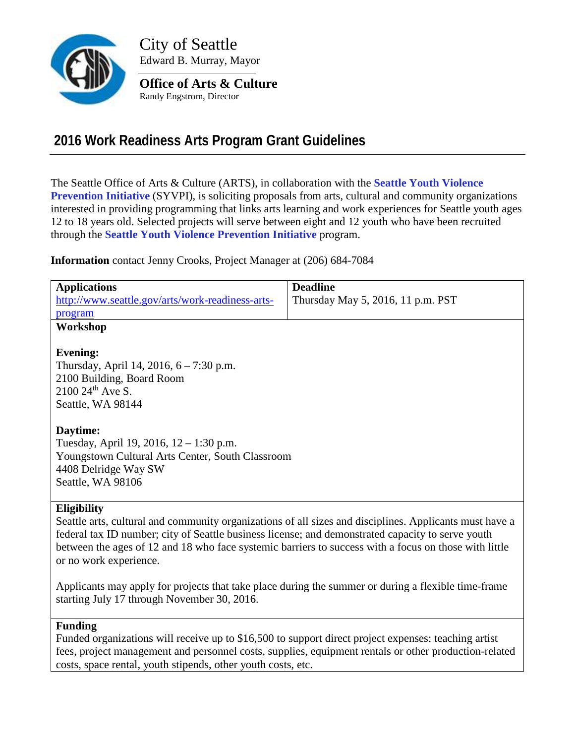City of Seattle
Edward B. Murray, Mayor

**Office of Arts & Culture**
Randy Engstrom, Director

# 2016 Work Readiness Arts Program Grant Guidelines

The Seattle Office of Arts & Culture (ARTS), in collaboration with the **Seattle Youth Violence Prevention Initiative** (SYVPI), is soliciting proposals from arts, cultural and community organizations interested in providing programming that links arts learning and work experiences for Seattle youth ages 12 to 18 years old. Selected projects will serve between eight and 12 youth who have been recruited through the **Seattle Youth Violence Prevention Initiative** program.

**Information** contact Jenny Crooks, Project Manager at (206) 684-7084

| **Applications** | **Deadline** |
|---|---|
| http://www.seattle.gov/arts/work-readiness-arts-program | Thursday May 5, 2016, 11 p.m. PST |

**Workshop**

**Evening:**
Thursday, April 14, 2016, 6 – 7:30 p.m.
2100 Building, Board Room
2100 24th Ave S.
Seattle, WA 98144

**Daytime:**
Tuesday, April 19, 2016, 12 – 1:30 p.m.
Youngstown Cultural Arts Center, South Classroom
4408 Delridge Way SW
Seattle, WA 98106

**Eligibility**

Seattle arts, cultural and community organizations of all sizes and disciplines. Applicants must have a federal tax ID number; city of Seattle business license; and demonstrated capacity to serve youth between the ages of 12 and 18 who face systemic barriers to success with a focus on those with little or no work experience.

Applicants may apply for projects that take place during the summer or during a flexible time-frame starting July 17 through November 30, 2016.

**Funding**

Funded organizations will receive up to $16,500 to support direct project expenses: teaching artist fees, project management and personnel costs, supplies, equipment rentals or other production-related costs, space rental, youth stipends, other youth costs, etc.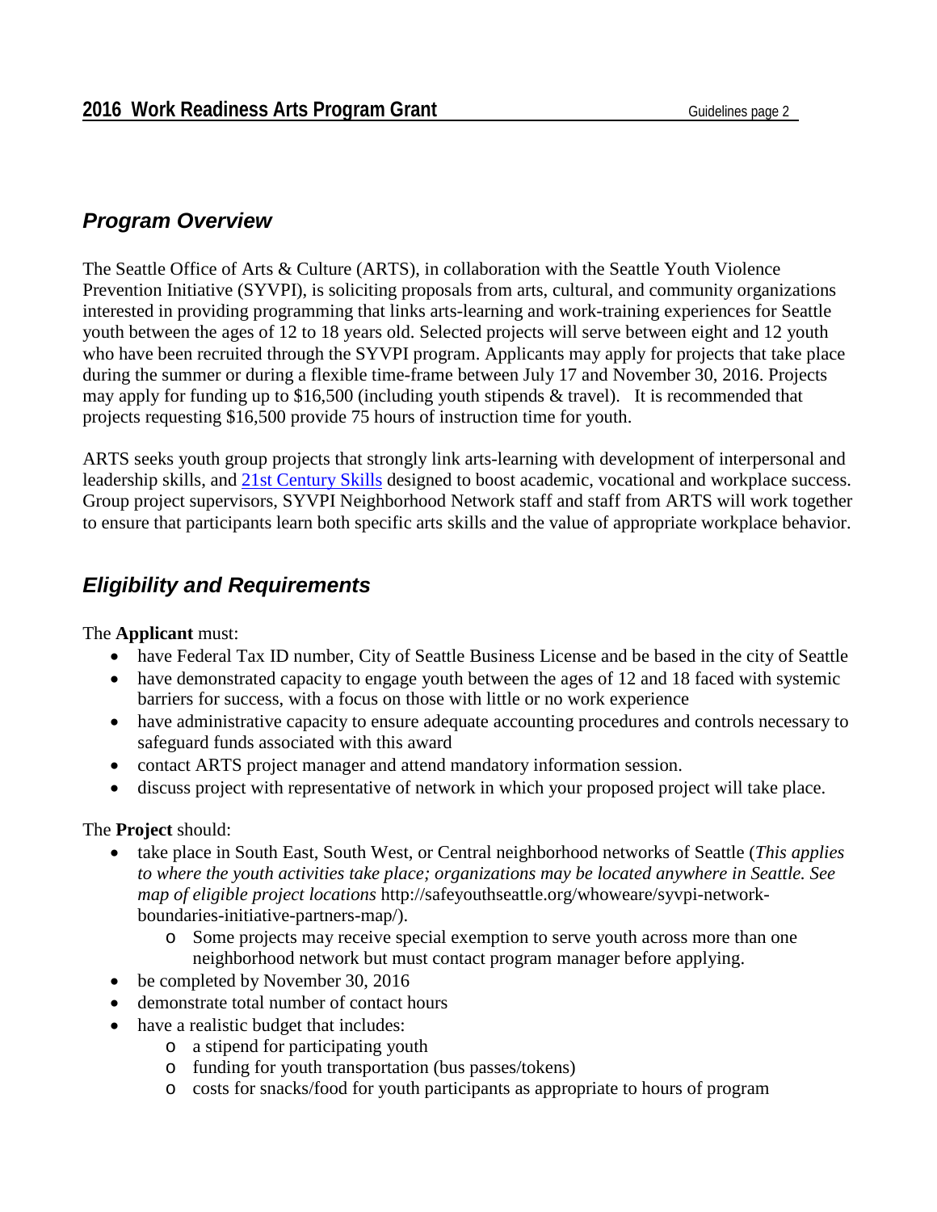## *Program Overview*

The Seattle Office of Arts & Culture (ARTS), in collaboration with the Seattle Youth Violence Prevention Initiative (SYVPI), is soliciting proposals from arts, cultural, and community organizations interested in providing programming that links arts-learning and work-training experiences for Seattle youth between the ages of 12 to 18 years old. Selected projects will serve between eight and 12 youth who have been recruited through the SYVPI program. Applicants may apply for projects that take place during the summer or during a flexible time-frame between July 17 and November 30, 2016. Projects may apply for funding up to $16,500 (including youth stipends & travel). It is recommended that projects requesting $16,500 provide 75 hours of instruction time for youth.

ARTS seeks youth group projects that strongly link arts-learning with development of interpersonal and leadership skills, and 21st Century Skills designed to boost academic, vocational and workplace success. Group project supervisors, SYVPI Neighborhood Network staff and staff from ARTS will work together to ensure that participants learn both specific arts skills and the value of appropriate workplace behavior.

## *Eligibility and Requirements*

The **Applicant** must:

- have Federal Tax ID number, City of Seattle Business License and be based in the city of Seattle
- have demonstrated capacity to engage youth between the ages of 12 and 18 faced with systemic barriers for success, with a focus on those with little or no work experience
- have administrative capacity to ensure adequate accounting procedures and controls necessary to safeguard funds associated with this award
- contact ARTS project manager and attend mandatory information session.
- discuss project with representative of network in which your proposed project will take place.

The **Project** should:

- take place in South East, South West, or Central neighborhood networks of Seattle (*This applies to where the youth activities take place; organizations may be located anywhere in Seattle. See map of eligible project locations* http://safeyouthseattle.org/whoweare/syvpi-network-boundaries-initiative-partners-map/).
    - Some projects may receive special exemption to serve youth across more than one neighborhood network but must contact program manager before applying.
- be completed by November 30, 2016
- demonstrate total number of contact hours
- have a realistic budget that includes:
    - a stipend for participating youth
    - funding for youth transportation (bus passes/tokens)
    - costs for snacks/food for youth participants as appropriate to hours of program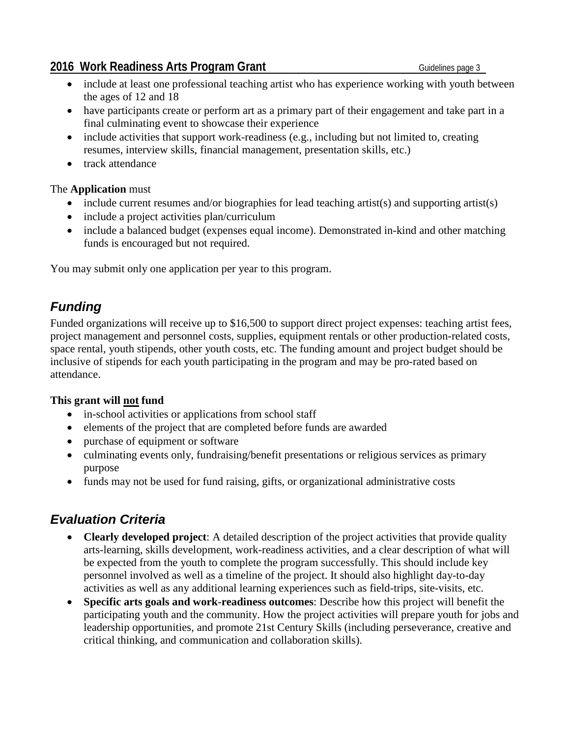- include at least one professional teaching artist who has experience working with youth between the ages of 12 and 18
- have participants create or perform art as a primary part of their engagement and take part in a final culminating event to showcase their experience
- include activities that support work-readiness (e.g., including but not limited to, creating resumes, interview skills, financial management, presentation skills, etc.)
- track attendance

The **Application** must

- include current resumes and/or biographies for lead teaching artist(s) and supporting artist(s)
- include a project activities plan/curriculum
- include a balanced budget (expenses equal income). Demonstrated in-kind and other matching funds is encouraged but not required.

You may submit only one application per year to this program.

## *Funding*

Funded organizations will receive up to $16,500 to support direct project expenses: teaching artist fees, project management and personnel costs, supplies, equipment rentals or other production-related costs, space rental, youth stipends, other youth costs, etc. The funding amount and project budget should be inclusive of stipends for each youth participating in the program and may be pro-rated based on attendance.

**This grant will <u>not</u> fund**

- in-school activities or applications from school staff
- elements of the project that are completed before funds are awarded
- purchase of equipment or software
- culminating events only, fundraising/benefit presentations or religious services as primary purpose
- funds may not be used for fund raising, gifts, or organizational administrative costs

## *Evaluation Criteria*

- **Clearly developed project**: A detailed description of the project activities that provide quality arts-learning, skills development, work-readiness activities, and a clear description of what will be expected from the youth to complete the program successfully. This should include key personnel involved as well as a timeline of the project. It should also highlight day-to-day activities as well as any additional learning experiences such as field-trips, site-visits, etc.
- **Specific arts goals and work-readiness outcomes**: Describe how this project will benefit the participating youth and the community. How the project activities will prepare youth for jobs and leadership opportunities, and promote 21st Century Skills (including perseverance, creative and critical thinking, and communication and collaboration skills).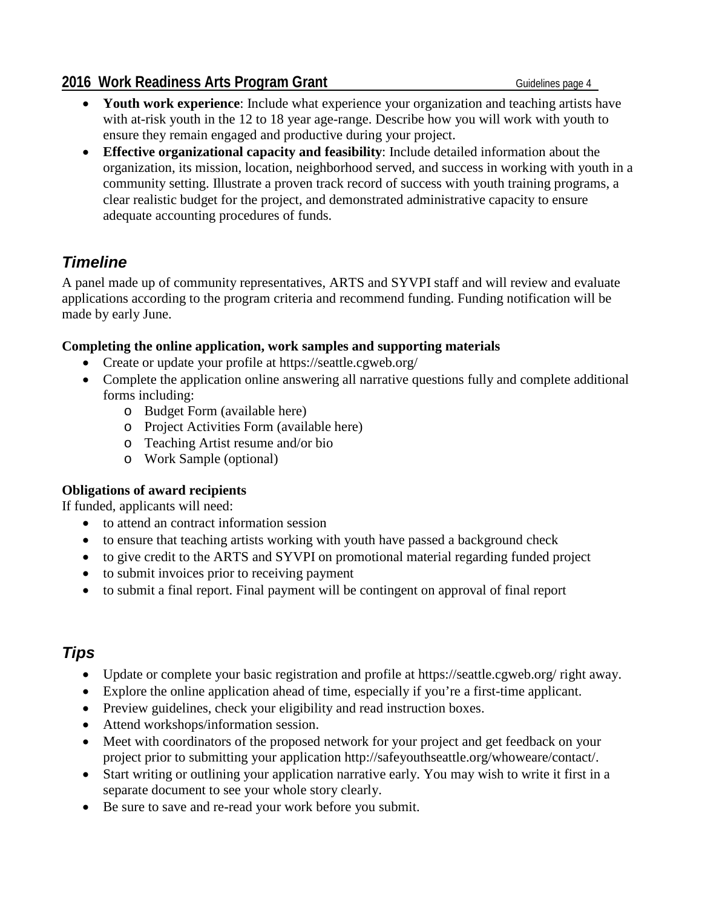- **Youth work experience**: Include what experience your organization and teaching artists have with at-risk youth in the 12 to 18 year age-range. Describe how you will work with youth to ensure they remain engaged and productive during your project.
- **Effective organizational capacity and feasibility**: Include detailed information about the organization, its mission, location, neighborhood served, and success in working with youth in a community setting. Illustrate a proven track record of success with youth training programs, a clear realistic budget for the project, and demonstrated administrative capacity to ensure adequate accounting procedures of funds.

## *Timeline*

A panel made up of community representatives, ARTS and SYVPI staff and will review and evaluate applications according to the program criteria and recommend funding. Funding notification will be made by early June.

**Completing the online application, work samples and supporting materials**

- Create or update your profile at https://seattle.cgweb.org/
- Complete the application online answering all narrative questions fully and complete additional forms including:
  - Budget Form (available here)
  - Project Activities Form (available here)
  - Teaching Artist resume and/or bio
  - Work Sample (optional)

**Obligations of award recipients**

If funded, applicants will need:

- to attend an contract information session
- to ensure that teaching artists working with youth have passed a background check
- to give credit to the ARTS and SYVPI on promotional material regarding funded project
- to submit invoices prior to receiving payment
- to submit a final report. Final payment will be contingent on approval of final report

## *Tips*

- Update or complete your basic registration and profile at https://seattle.cgweb.org/ right away.
- Explore the online application ahead of time, especially if you're a first-time applicant.
- Preview guidelines, check your eligibility and read instruction boxes.
- Attend workshops/information session.
- Meet with coordinators of the proposed network for your project and get feedback on your project prior to submitting your application http://safeyouthseattle.org/whoweare/contact/.
- Start writing or outlining your application narrative early. You may wish to write it first in a separate document to see your whole story clearly.
- Be sure to save and re-read your work before you submit.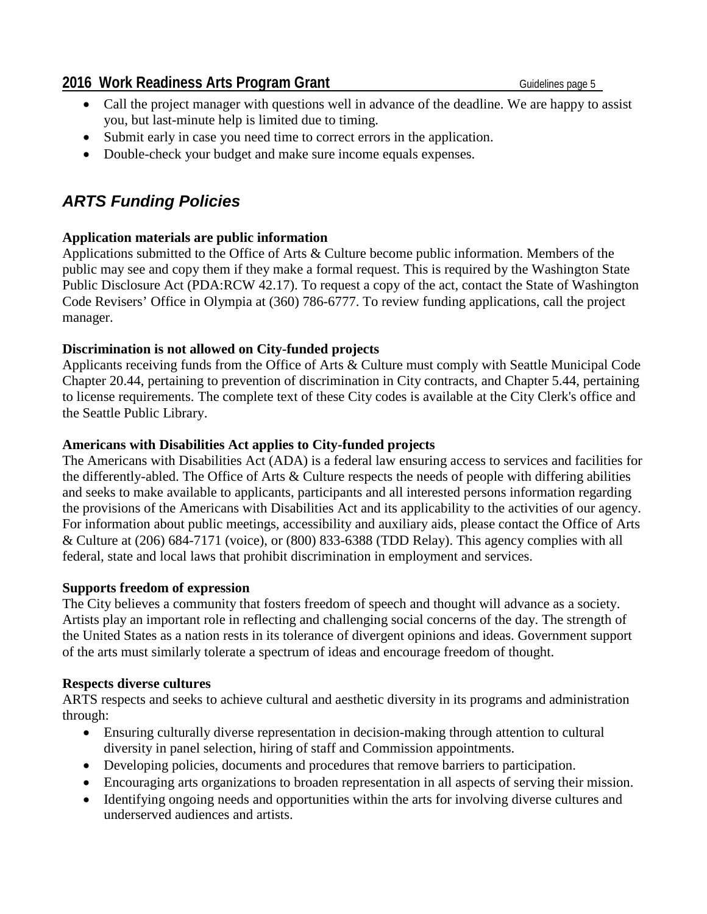- Call the project manager with questions well in advance of the deadline. We are happy to assist you, but last-minute help is limited due to timing.
- Submit early in case you need time to correct errors in the application.
- Double-check your budget and make sure income equals expenses.

## *ARTS Funding Policies*

**Application materials are public information**
Applications submitted to the Office of Arts & Culture become public information. Members of the public may see and copy them if they make a formal request. This is required by the Washington State Public Disclosure Act (PDA:RCW 42.17). To request a copy of the act, contact the State of Washington Code Revisers' Office in Olympia at (360) 786-6777. To review funding applications, call the project manager.

**Discrimination is not allowed on City-funded projects**
Applicants receiving funds from the Office of Arts & Culture must comply with Seattle Municipal Code Chapter 20.44, pertaining to prevention of discrimination in City contracts, and Chapter 5.44, pertaining to license requirements. The complete text of these City codes is available at the City Clerk's office and the Seattle Public Library.

**Americans with Disabilities Act applies to City-funded projects**
The Americans with Disabilities Act (ADA) is a federal law ensuring access to services and facilities for the differently-abled. The Office of Arts & Culture respects the needs of people with differing abilities and seeks to make available to applicants, participants and all interested persons information regarding the provisions of the Americans with Disabilities Act and its applicability to the activities of our agency. For information about public meetings, accessibility and auxiliary aids, please contact the Office of Arts & Culture at (206) 684-7171 (voice), or (800) 833-6388 (TDD Relay). This agency complies with all federal, state and local laws that prohibit discrimination in employment and services.

**Supports freedom of expression**
The City believes a community that fosters freedom of speech and thought will advance as a society. Artists play an important role in reflecting and challenging social concerns of the day. The strength of the United States as a nation rests in its tolerance of divergent opinions and ideas. Government support of the arts must similarly tolerate a spectrum of ideas and encourage freedom of thought.

**Respects diverse cultures**
ARTS respects and seeks to achieve cultural and aesthetic diversity in its programs and administration through:

- Ensuring culturally diverse representation in decision-making through attention to cultural diversity in panel selection, hiring of staff and Commission appointments.
- Developing policies, documents and procedures that remove barriers to participation.
- Encouraging arts organizations to broaden representation in all aspects of serving their mission.
- Identifying ongoing needs and opportunities within the arts for involving diverse cultures and underserved audiences and artists.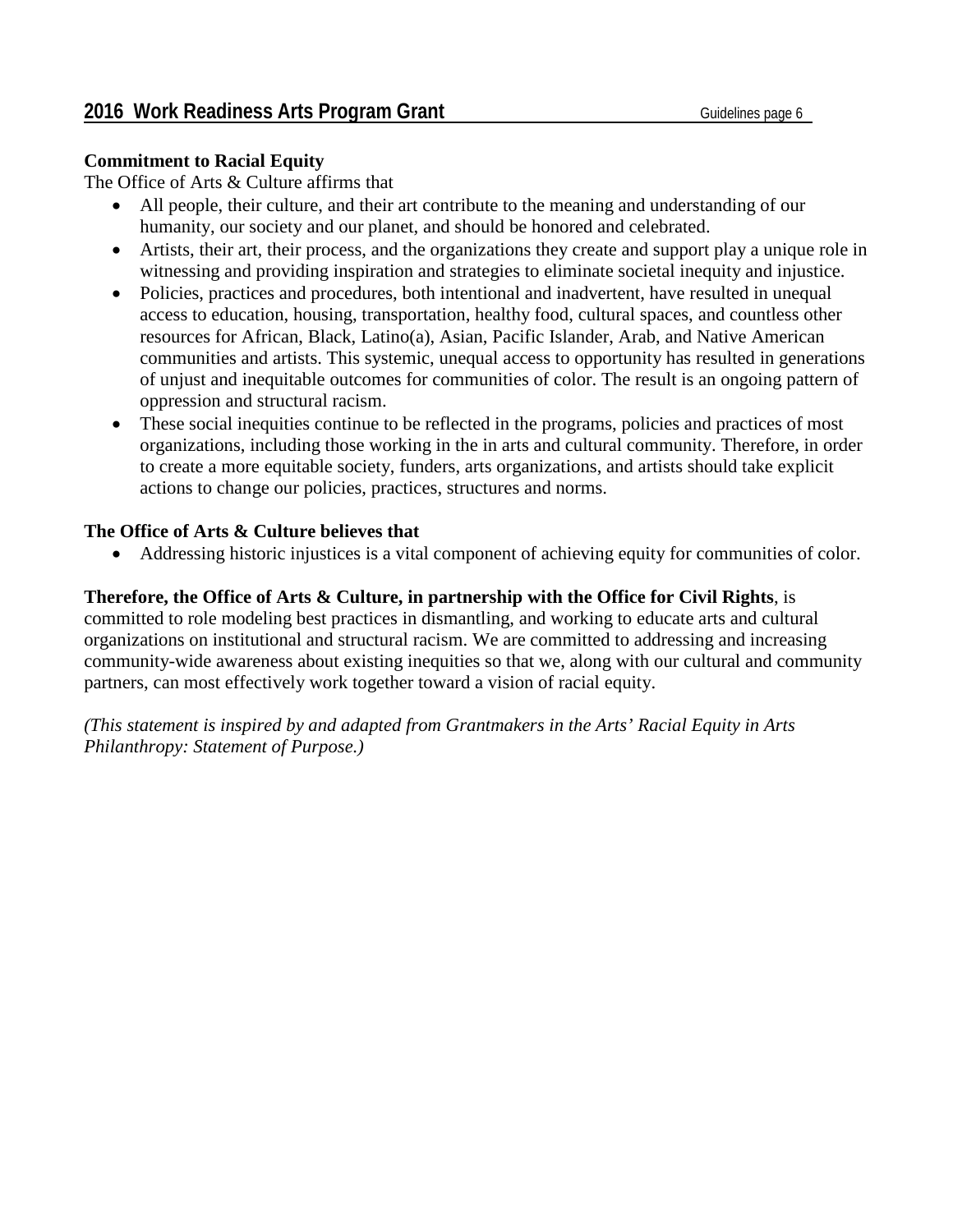**Commitment to Racial Equity**

The Office of Arts & Culture affirms that

- All people, their culture, and their art contribute to the meaning and understanding of our humanity, our society and our planet, and should be honored and celebrated.
- Artists, their art, their process, and the organizations they create and support play a unique role in witnessing and providing inspiration and strategies to eliminate societal inequity and injustice.
- Policies, practices and procedures, both intentional and inadvertent, have resulted in unequal access to education, housing, transportation, healthy food, cultural spaces, and countless other resources for African, Black, Latino(a), Asian, Pacific Islander, Arab, and Native American communities and artists. This systemic, unequal access to opportunity has resulted in generations of unjust and inequitable outcomes for communities of color. The result is an ongoing pattern of oppression and structural racism.
- These social inequities continue to be reflected in the programs, policies and practices of most organizations, including those working in the in arts and cultural community. Therefore, in order to create a more equitable society, funders, arts organizations, and artists should take explicit actions to change our policies, practices, structures and norms.

**The Office of Arts & Culture believes that**

- Addressing historic injustices is a vital component of achieving equity for communities of color.

**Therefore, the Office of Arts & Culture, in partnership with the Office for Civil Rights**, is committed to role modeling best practices in dismantling, and working to educate arts and cultural organizations on institutional and structural racism. We are committed to addressing and increasing community-wide awareness about existing inequities so that we, along with our cultural and community partners, can most effectively work together toward a vision of racial equity.

*(This statement is inspired by and adapted from Grantmakers in the Arts' Racial Equity in Arts Philanthropy: Statement of Purpose.)*